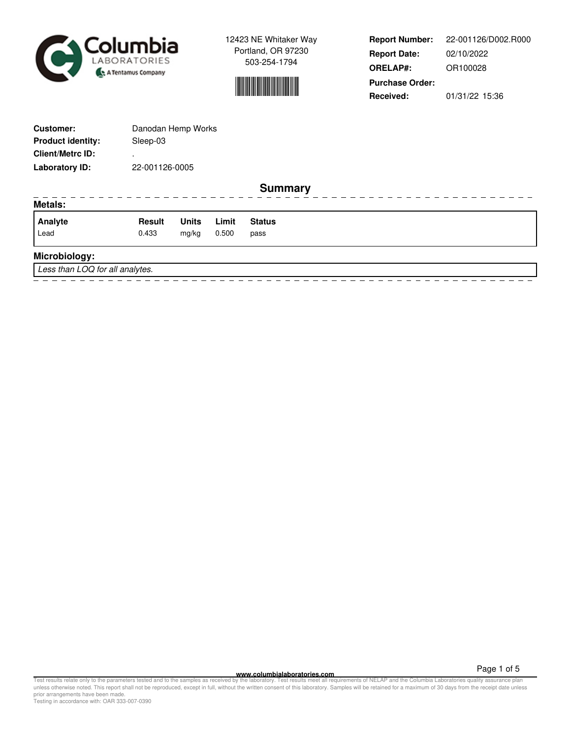12423 NE Whitaker Way
Portland, OR 97230
503-254-1794

**Report Number:** 22-001126/D002.R000
**Report Date:** 02/10/2022
**ORELAP#:** OR100028
**Purchase Order:**
**Received:** 01/31/22 15:36

**Customer:** Danodan Hemp Works
**Product identity:** Sleep-03
**Client/Metrc ID:** .
**Laboratory ID:** 22-001126-0005

## Summary

### Metals:

| Analyte | Result | Units | Limit | Status |
|---|---|---|---|---|
| Lead | 0.433 | mg/kg | 0.500 | pass |

### Microbiology:

*Less than LOQ for all analytes.*

www.columbialaboratories.com

Test results relate only to the parameters tested and to the samples as received by the laboratory. Test results meet all requirements of NELAP and the Columbia Laboratories quality assurance plan unless otherwise noted. This report shall not be reproduced, except in full, without the written consent of this laboratory. Samples will be retained for a maximum of 30 days from the receipt date unless prior arrangements have been made.
Testing in accordance with: OAR 333-007-0390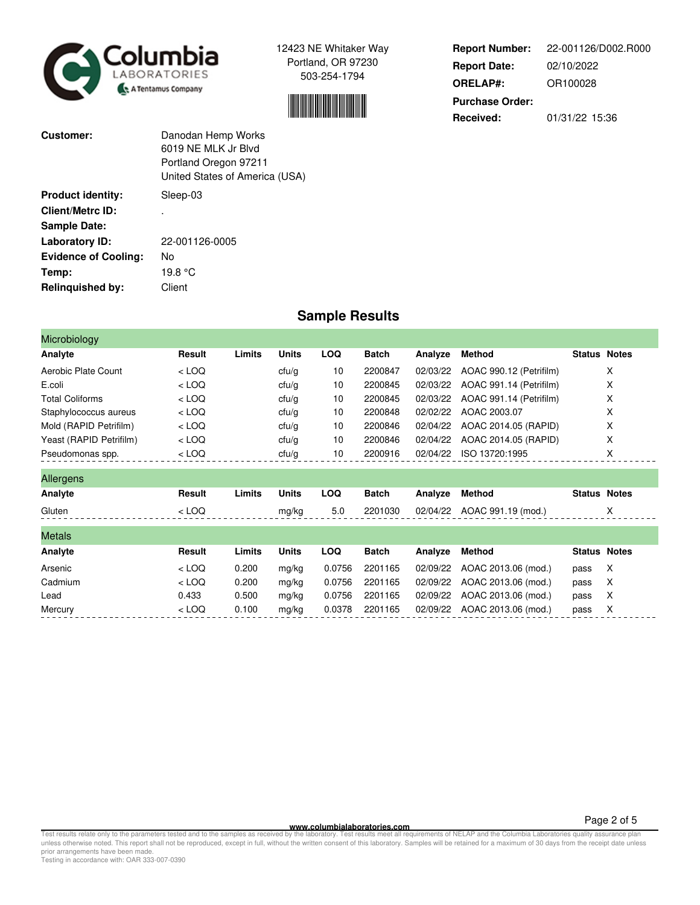Columbia Laboratories — A Tentamus Company

12423 NE Whitaker Way
Portland, OR 97230
503-254-1794

**Report Number:** 22-001126/D002.R000
**Report Date:** 02/10/2022
**ORELAP#:** OR100028
**Purchase Order:**
**Received:** 01/31/22 15:36

**Customer:** Danodan Hemp Works
6019 NE MLK Jr Blvd
Portland Oregon 97211
United States of America (USA)

**Product identity:** Sleep-03
**Client/Metrc ID:** .
**Sample Date:**
**Laboratory ID:** 22-001126-0005
**Evidence of Cooling:** No
**Temp:** 19.8 °C
**Relinquished by:** Client

## Sample Results

### Microbiology

| Analyte | Result | Limits | Units | LOQ | Batch | Analyze | Method | Status | Notes |
|---|---|---|---|---|---|---|---|---|---|
| Aerobic Plate Count | < LOQ | | cfu/g | 10 | 2200847 | 02/03/22 | AOAC 990.12 (Petrifilm) | | X |
| E.coli | < LOQ | | cfu/g | 10 | 2200845 | 02/03/22 | AOAC 991.14 (Petrifilm) | | X |
| Total Coliforms | < LOQ | | cfu/g | 10 | 2200845 | 02/03/22 | AOAC 991.14 (Petrifilm) | | X |
| Staphylococcus aureus | < LOQ | | cfu/g | 10 | 2200848 | 02/02/22 | AOAC 2003.07 | | X |
| Mold (RAPID Petrifilm) | < LOQ | | cfu/g | 10 | 2200846 | 02/04/22 | AOAC 2014.05 (RAPID) | | X |
| Yeast (RAPID Petrifilm) | < LOQ | | cfu/g | 10 | 2200846 | 02/04/22 | AOAC 2014.05 (RAPID) | | X |
| Pseudomonas spp. | < LOQ | | cfu/g | 10 | 2200916 | 02/04/22 | ISO 13720:1995 | | X |

### Allergens

| Analyte | Result | Limits | Units | LOQ | Batch | Analyze | Method | Status | Notes |
|---|---|---|---|---|---|---|---|---|---|
| Gluten | < LOQ | | mg/kg | 5.0 | 2201030 | 02/04/22 | AOAC 991.19 (mod.) | | X |

### Metals

| Analyte | Result | Limits | Units | LOQ | Batch | Analyze | Method | Status | Notes |
|---|---|---|---|---|---|---|---|---|---|
| Arsenic | < LOQ | 0.200 | mg/kg | 0.0756 | 2201165 | 02/09/22 | AOAC 2013.06 (mod.) | pass | X |
| Cadmium | < LOQ | 0.200 | mg/kg | 0.0756 | 2201165 | 02/09/22 | AOAC 2013.06 (mod.) | pass | X |
| Lead | 0.433 | 0.500 | mg/kg | 0.0756 | 2201165 | 02/09/22 | AOAC 2013.06 (mod.) | pass | X |
| Mercury | < LOQ | 0.100 | mg/kg | 0.0378 | 2201165 | 02/09/22 | AOAC 2013.06 (mod.) | pass | X |

www.columbialaboratories.com

Test results relate only to the parameters tested and to the samples as received by the laboratory. Test results meet all requirements of NELAP and the Columbia Laboratories quality assurance plan unless otherwise noted. This report shall not be reproduced, except in full, without the written consent of this laboratory. Samples will be retained for a maximum of 30 days from the receipt date unless prior arrangements have been made.
Testing in accordance with: OAR 333-007-0390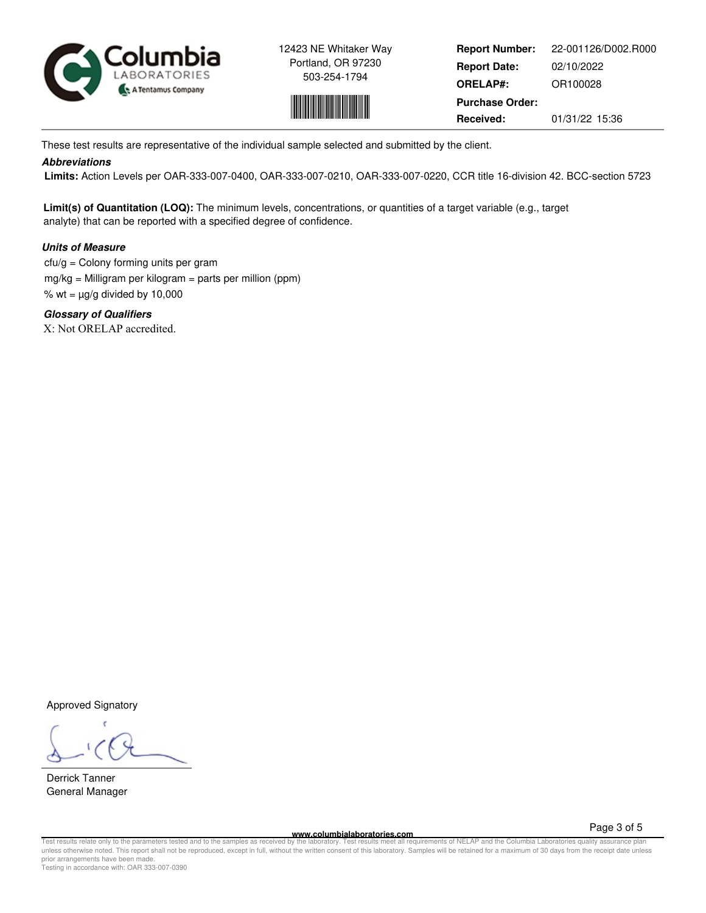Columbia Laboratories — A Tentamus Company

12423 NE Whitaker Way
Portland, OR 97230
503-254-1794

| | |
|---|---|
| **Report Number:** | 22-001126/D002.R000 |
| **Report Date:** | 02/10/2022 |
| **ORELAP#:** | OR100028 |
| **Purchase Order:** | |
| **Received:** | 01/31/22 15:36 |

These test results are representative of the individual sample selected and submitted by the client.

***Abbreviations***

**Limits:** Action Levels per OAR-333-007-0400, OAR-333-007-0210, OAR-333-007-0220, CCR title 16-division 42. BCC-section 5723

**Limit(s) of Quantitation (LOQ):** The minimum levels, concentrations, or quantities of a target variable (e.g., target analyte) that can be reported with a specified degree of confidence.

***Units of Measure***

cfu/g = Colony forming units per gram
mg/kg = Milligram per kilogram = parts per million (ppm)
% wt = µg/g divided by 10,000

***Glossary of Qualifiers***

X: Not ORELAP accredited.

Approved Signatory

Derrick Tanner
General Manager

www.columbialaboratories.com

Test results relate only to the parameters tested and to the samples as received by the laboratory. Test results meet all requirements of NELAP and the Columbia Laboratories quality assurance plan unless otherwise noted. This report shall not be reproduced, except in full, without the written consent of this laboratory. Samples will be retained for a maximum of 30 days from the receipt date unless prior arrangements have been made.
Testing in accordance with: OAR 333-007-0390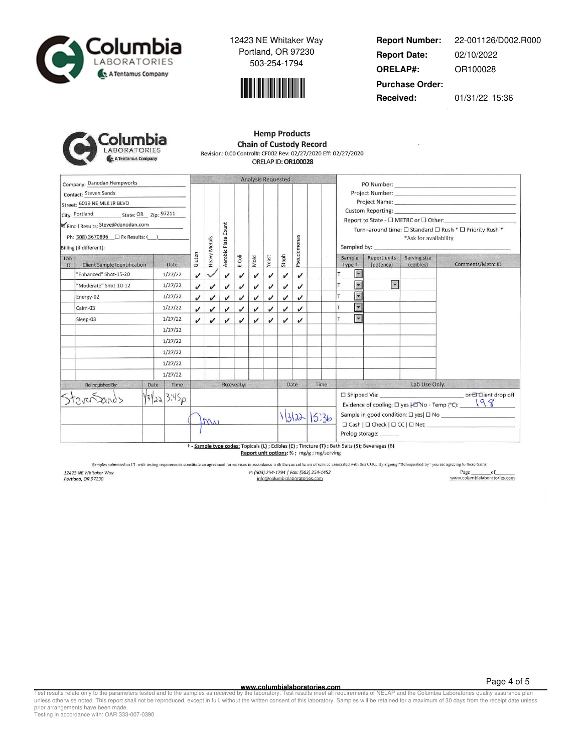12423 NE Whitaker Way
Portland, OR 97230
503-254-1794

| | |
|---|---|
| **Report Number:** | 22-001126/D002.R000 |
| **Report Date:** | 02/10/2022 |
| **ORELAP#:** | OR100028 |
| **Purchase Order:** | |
| **Received:** | 01/31/22 15:36 |

# Hemp Products Chain of Custody Record

Revision: 0.00 Control#: CF002 Rev: 02/27/2020 Eff: 02/27/2020
ORELAP ID: **OR100028**

Company: Danodan Hempworks
Contact: Steven Sands
Street: 6019 NE MLK JR BLVD
City: Portland State: OR Zip: 97211
☑ Email Results: Steve@danodan.com
Ph: (508) 3670896 ☐ Fx Results: (___)
Billing (if different):

PO Number:
Project Number:
Project Name:
Custom Reporting:
Report to State - ☐ METRC or ☐ Other:
Turn-around time: ☐ Standard ☐ Rush * ☐ Priority Rush *
*Ask for availability
Sampled by:

Analysis Requested

| Lab ID | Client Sample Identification | Date | Gluten | Heavy Metals | Aerobic Plate Count | E Coli | Mold | Yeast | Staph | Pseudomonas | | | Sample Type † | Report units (potency) | Serving size (edibles) | Comments/Metrc ID |
|---|---|---|---|---|---|---|---|---|---|---|---|---|---|---|---|---|
| | "Enhanced" Shot-15-20 | 1/27/22 | ✓ | ✓ | ✓ | ✓ | ✓ | ✓ | ✓ | ✓ | | | T | | | |
| | "Moderate" Shot-10-12 | 1/27/22 | ✓ | ✓ | ✓ | ✓ | ✓ | ✓ | ✓ | ✓ | | | T | | | |
| | Energy-02 | 1/27/22 | ✓ | ✓ | ✓ | ✓ | ✓ | ✓ | ✓ | ✓ | | | T | | | |
| | Calm-03 | 1/27/22 | ✓ | ✓ | ✓ | ✓ | ✓ | ✓ | ✓ | ✓ | | | T | | | |
| | Sleep-03 | 1/27/22 | ✓ | ✓ | ✓ | ✓ | ✓ | ✓ | ✓ | ✓ | | | T | | | |
| | | 1/27/22 | | | | | | | | | | | | | | |
| | | 1/27/22 | | | | | | | | | | | | | | |
| | | 1/27/22 | | | | | | | | | | | | | | |
| | | 1/27/22 | | | | | | | | | | | | | | |
| | | 1/27/22 | | | | | | | | | | | | | | |

| Relinquished By: | Date | Time | Received by: | Date | Time |
|---|---|---|---|---|---|
| Steven Sands | 1/31/22 | 3:45p | | | |
| | | | Jmu | 1/31/22 | 15:36 |

Lab Use Only:
☐ Shipped Via: ______ or ☑ Client drop off
Evidence of cooling: ☐ yes | ☑ No - Temp (°C): 19.8
Sample in good condition: ☐ yes | ☐ No
☐ Cash | ☐ Check | ☐ CC | ☐ Net:
Prelog storage:

† - **Sample type codes:** Topicals (L) ; Edibles (E) ; Tincture (T) ; Bath Salts (S); Beverages (B)
**Report unit options:** % ; mg/g ; mg/serving

Samples submitted to CL with testing requirements constitute an agreement for services in accordance with the current terms of service associated with this COC. By signing "Relinquished by" you are agreeing to these terms.

12423 NE Whitaker Way, Portland, OR 97230 | P: (503) 254-1794 | Fax: (503) 254-1452 | info@columbialaboratories.com | www.columbialaboratories.com

Test results relate only to the parameters tested and to the samples as received by the laboratory. Test results meet all requirements of NELAP and the Columbia Laboratories quality assurance plan unless otherwise noted. This report shall not be reproduced, except in full, without the written consent of this laboratory. Samples will be retained for a maximum of 30 days from the receipt date unless prior arrangements have been made.
Testing in accordance with: OAR 333-007-0390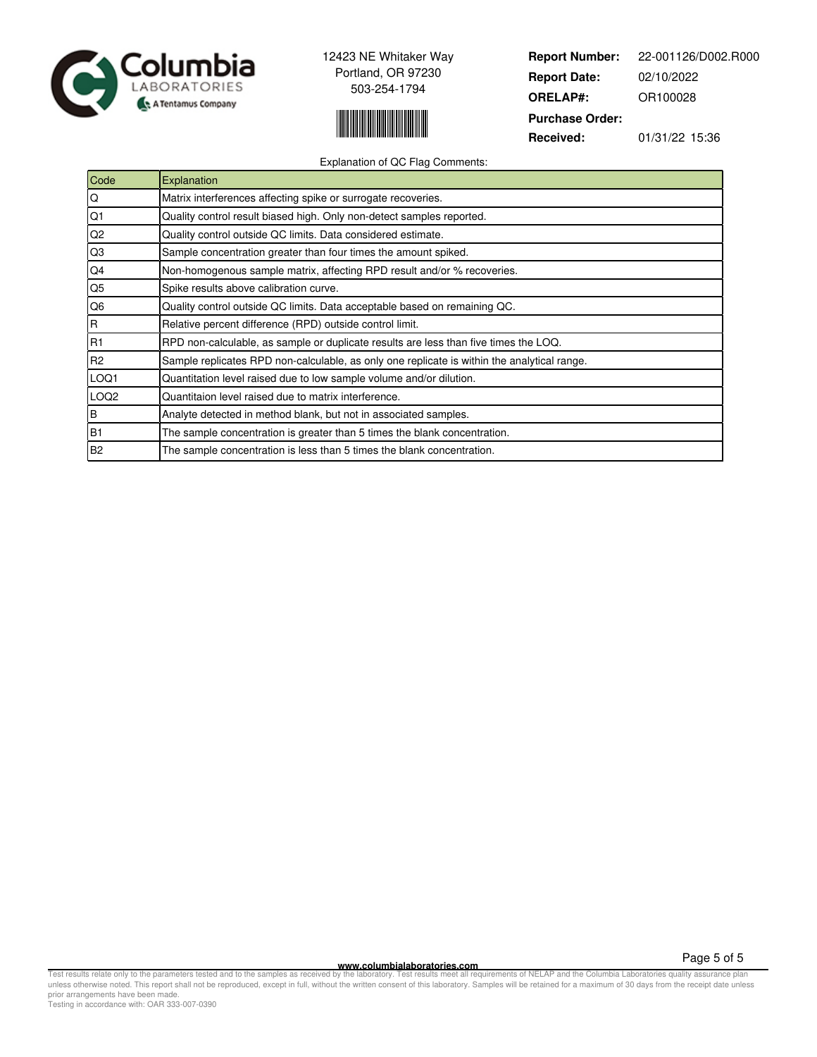Columbia Laboratories
A Tentamus Company

12423 NE Whitaker Way
Portland, OR 97230
503-254-1794

**Report Number:** 22-001126/D002.R000
**Report Date:** 02/10/2022
**ORELAP#:** OR100028
**Purchase Order:**
**Received:** 01/31/22 15:36

Explanation of QC Flag Comments:

| Code | Explanation |
|---|---|
| Q | Matrix interferences affecting spike or surrogate recoveries. |
| Q1 | Quality control result biased high. Only non-detect samples reported. |
| Q2 | Quality control outside QC limits. Data considered estimate. |
| Q3 | Sample concentration greater than four times the amount spiked. |
| Q4 | Non-homogenous sample matrix, affecting RPD result and/or % recoveries. |
| Q5 | Spike results above calibration curve. |
| Q6 | Quality control outside QC limits. Data acceptable based on remaining QC. |
| R | Relative percent difference (RPD) outside control limit. |
| R1 | RPD non-calculable, as sample or duplicate results are less than five times the LOQ. |
| R2 | Sample replicates RPD non-calculable, as only one replicate is within the analytical range. |
| LOQ1 | Quantitation level raised due to low sample volume and/or dilution. |
| LOQ2 | Quantitaion level raised due to matrix interference. |
| B | Analyte detected in method blank, but not in associated samples. |
| B1 | The sample concentration is greater than 5 times the blank concentration. |
| B2 | The sample concentration is less than 5 times the blank concentration. |

www.columbialaboratories.com

Test results relate only to the parameters tested and to the samples as received by the laboratory. Test results meet all requirements of NELAP and the Columbia Laboratories quality assurance plan unless otherwise noted. This report shall not be reproduced, except in full, without the written consent of this laboratory. Samples will be retained for a maximum of 30 days from the receipt date unless prior arrangements have been made.
Testing in accordance with: OAR 333-007-0390